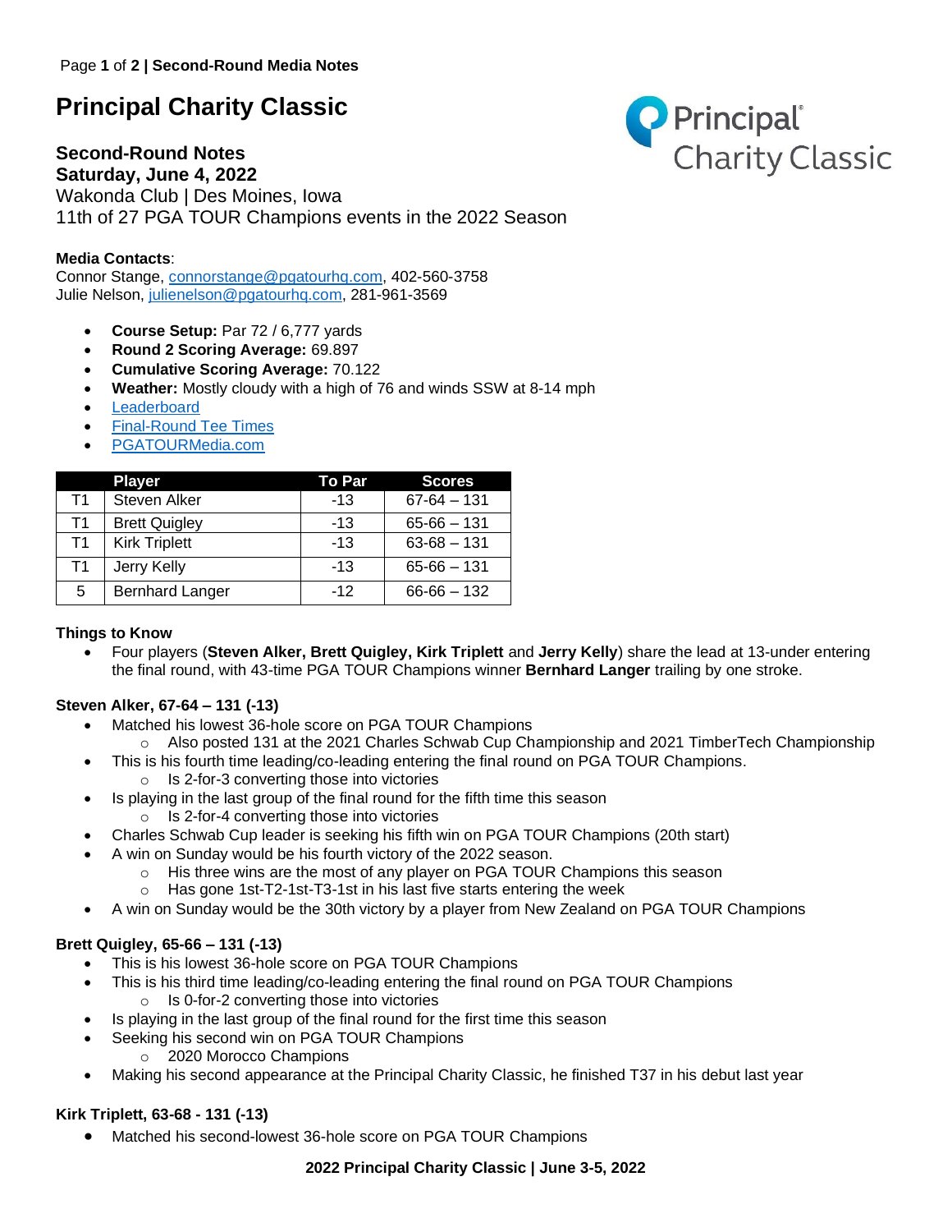# Principal Charity Classic

## Second-Round Notes
## Saturday, June 4, 2022

Wakonda Club | Des Moines, Iowa
11th of 27 PGA TOUR Champions events in the 2022 Season

**Media Contacts**:
Connor Stange, connorstange@pgatourhq.com, 402-560-3758
Julie Nelson, julienelson@pgatourhq.com, 281-961-3569

- **Course Setup:** Par 72 / 6,777 yards
- **Round 2 Scoring Average:** 69.897
- **Cumulative Scoring Average:** 70.122
- **Weather:** Mostly cloudy with a high of 76 and winds SSW at 8-14 mph
- Leaderboard
- Final-Round Tee Times
- PGATOURMedia.com

| | Player | To Par | Scores |
|---|---|---|---|
| T1 | Steven Alker | -13 | 67-64 – 131 |
| T1 | Brett Quigley | -13 | 65-66 – 131 |
| T1 | Kirk Triplett | -13 | 63-68 – 131 |
| T1 | Jerry Kelly | -13 | 65-66 – 131 |
| 5 | Bernhard Langer | -12 | 66-66 – 132 |

**Things to Know**

- Four players (**Steven Alker, Brett Quigley, Kirk Triplett** and **Jerry Kelly**) share the lead at 13-under entering the final round, with 43-time PGA TOUR Champions winner **Bernhard Langer** trailing by one stroke.

**Steven Alker, 67-64 – 131 (-13)**

- Matched his lowest 36-hole score on PGA TOUR Champions
  - Also posted 131 at the 2021 Charles Schwab Cup Championship and 2021 TimberTech Championship
- This is his fourth time leading/co-leading entering the final round on PGA TOUR Champions.
  - Is 2-for-3 converting those into victories
- Is playing in the last group of the final round for the fifth time this season
  - Is 2-for-4 converting those into victories
- Charles Schwab Cup leader is seeking his fifth win on PGA TOUR Champions (20th start)
- A win on Sunday would be his fourth victory of the 2022 season.
  - His three wins are the most of any player on PGA TOUR Champions this season
  - Has gone 1st-T2-1st-T3-1st in his last five starts entering the week
- A win on Sunday would be the 30th victory by a player from New Zealand on PGA TOUR Champions

**Brett Quigley, 65-66 – 131 (-13)**

- This is his lowest 36-hole score on PGA TOUR Champions
- This is his third time leading/co-leading entering the final round on PGA TOUR Champions
  - Is 0-for-2 converting those into victories
- Is playing in the last group of the final round for the first time this season
- Seeking his second win on PGA TOUR Champions
  - 2020 Morocco Champions
- Making his second appearance at the Principal Charity Classic, he finished T37 in his debut last year

**Kirk Triplett, 63-68 - 131 (-13)**

- Matched his second-lowest 36-hole score on PGA TOUR Champions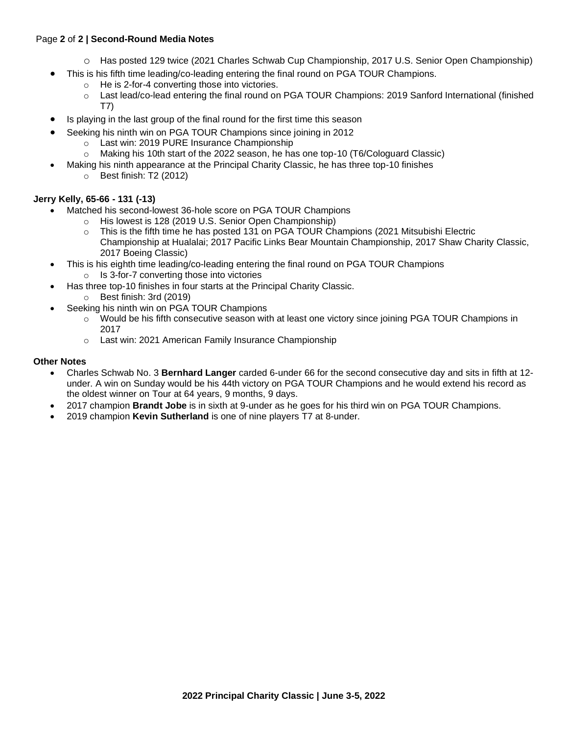- Has posted 129 twice (2021 Charles Schwab Cup Championship, 2017 U.S. Senior Open Championship)
- This is his fifth time leading/co-leading entering the final round on PGA TOUR Champions.
  - He is 2-for-4 converting those into victories.
  - Last lead/co-lead entering the final round on PGA TOUR Champions: 2019 Sanford International (finished T7)
- Is playing in the last group of the final round for the first time this season
- Seeking his ninth win on PGA TOUR Champions since joining in 2012
  - Last win: 2019 PURE Insurance Championship
  - Making his 10th start of the 2022 season, he has one top-10 (T6/Cologuard Classic)
- Making his ninth appearance at the Principal Charity Classic, he has three top-10 finishes
  - Best finish: T2 (2012)

**Jerry Kelly, 65-66 - 131 (-13)**

- Matched his second-lowest 36-hole score on PGA TOUR Champions
  - His lowest is 128 (2019 U.S. Senior Open Championship)
  - This is the fifth time he has posted 131 on PGA TOUR Champions (2021 Mitsubishi Electric Championship at Hualalai; 2017 Pacific Links Bear Mountain Championship, 2017 Shaw Charity Classic, 2017 Boeing Classic)
- This is his eighth time leading/co-leading entering the final round on PGA TOUR Champions
  - Is 3-for-7 converting those into victories
- Has three top-10 finishes in four starts at the Principal Charity Classic.
  - Best finish: 3rd (2019)
- Seeking his ninth win on PGA TOUR Champions
  - Would be his fifth consecutive season with at least one victory since joining PGA TOUR Champions in 2017
  - Last win: 2021 American Family Insurance Championship

**Other Notes**

- Charles Schwab No. 3 **Bernhard Langer** carded 6-under 66 for the second consecutive day and sits in fifth at 12-under. A win on Sunday would be his 44th victory on PGA TOUR Champions and he would extend his record as the oldest winner on Tour at 64 years, 9 months, 9 days.
- 2017 champion **Brandt Jobe** is in sixth at 9-under as he goes for his third win on PGA TOUR Champions.
- 2019 champion **Kevin Sutherland** is one of nine players T7 at 8-under.